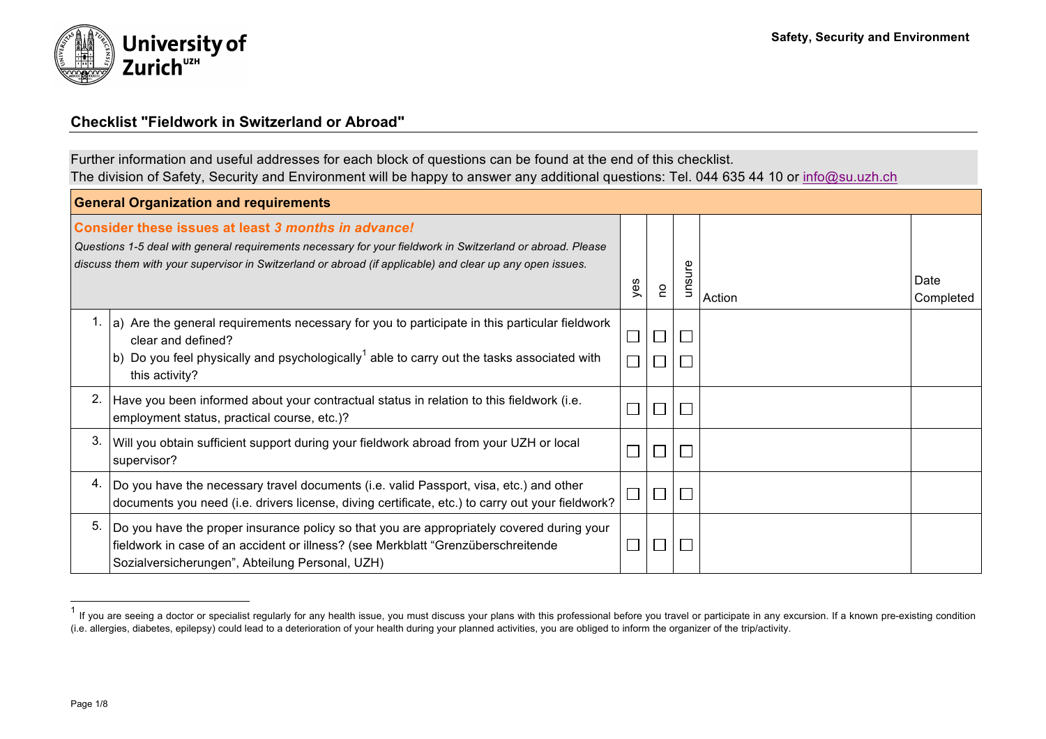Safety, Security and Environment

## Checklist "Fieldwork in Switzerland or Abroad"

Further information and useful addresses for each block of questions can be found at the end of this checklist.
The division of Safety, Security and Environment will be happy to answer any additional questions: Tel. 044 635 44 10 or info@su.uzh.ch

| **General Organization and requirements** | | | | | | |
|---|---|---|---|---|---|---|
| **Consider these issues at least *3 months in advance!*** *Questions 1-5 deal with general requirements necessary for your fieldwork in Switzerland or abroad. Please discuss them with your supervisor in Switzerland or abroad (if applicable) and clear up any open issues.* | | yes | no | unsure | Action | Date Completed |
| 1. | a) Are the general requirements necessary for you to participate in this particular fieldwork clear and defined?<br>b) Do you feel physically and psychologically[1] able to carry out the tasks associated with this activity? | ☐<br>☐ | ☐<br>☐ | ☐<br>☐ | | |
| 2. | Have you been informed about your contractual status in relation to this fieldwork (i.e. employment status, practical course, etc.)? | ☐ | ☐ | ☐ | | |
| 3. | Will you obtain sufficient support during your fieldwork abroad from your UZH or local supervisor? | ☐ | ☐ | ☐ | | |
| 4. | Do you have the necessary travel documents (i.e. valid Passport, visa, etc.) and other documents you need (i.e. drivers license, diving certificate, etc.) to carry out your fieldwork? | ☐ | ☐ | ☐ | | |
| 5. | Do you have the proper insurance policy so that you are appropriately covered during your fieldwork in case of an accident or illness? (see Merkblatt "Grenzüberschreitende Sozialversicherungen", Abteilung Personal, UZH) | ☐ | ☐ | ☐ | | |

[1] If you are seeing a doctor or specialist regularly for any health issue, you must discuss your plans with this professional before you travel or participate in any excursion. If a known pre-existing condition (i.e. allergies, diabetes, epilepsy) could lead to a deterioration of your health during your planned activities, you are obliged to inform the organizer of the trip/activity.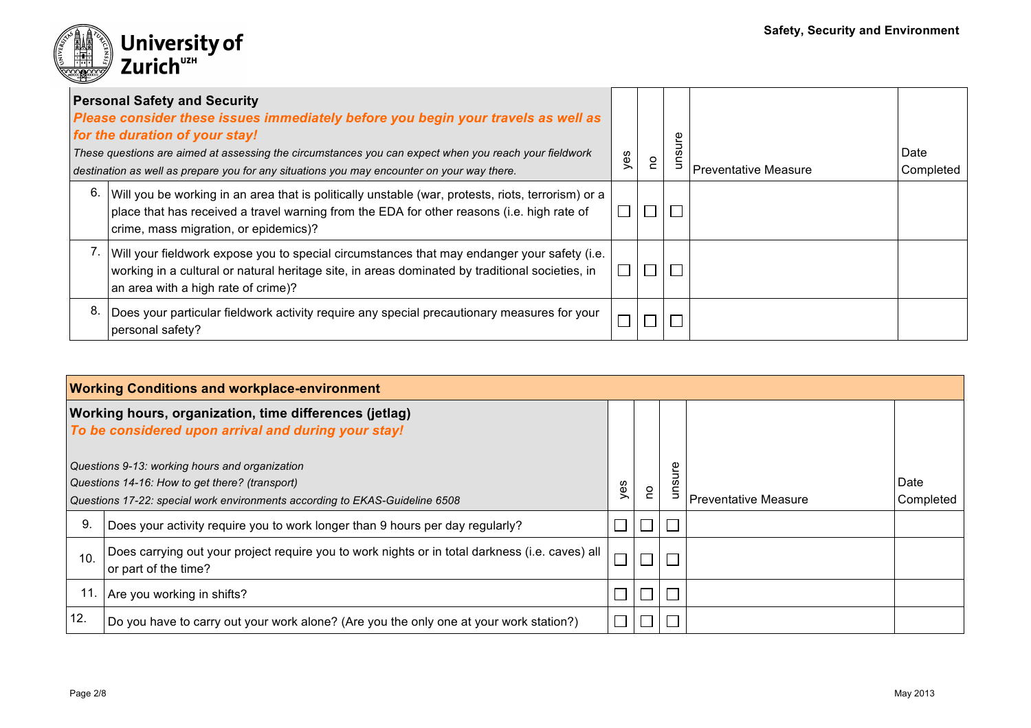| | **Personal Safety and Security**<br>***Please consider these issues immediately before you begin your travels as well as for the duration of your stay!***<br>*These questions are aimed at assessing the circumstances you can expect when you reach your fieldwork destination as well as prepare you for any situations you may encounter on your way there.* | yes | no | unsure | Preventative Measure | Date Completed |
|---|---|---|---|---|---|---|
| 6. | Will you be working in an area that is politically unstable (war, protests, riots, terrorism) or a place that has received a travel warning from the EDA for other reasons (i.e. high rate of crime, mass migration, or epidemics)? | ☐ | ☐ | ☐ | | |
| 7. | Will your fieldwork expose you to special circumstances that may endanger your safety (i.e. working in a cultural or natural heritage site, in areas dominated by traditional societies, in an area with a high rate of crime)? | ☐ | ☐ | ☐ | | |
| 8. | Does your particular fieldwork activity require any special precautionary measures for your personal safety? | ☐ | ☐ | ☐ | | |

| | **Working Conditions and workplace-environment** | | | | | |
|---|---|---|---|---|---|---|
| | **Working hours, organization, time differences (jetlag)**<br>***To be considered upon arrival and during your stay!***<br>*Questions 9-13: working hours and organization*<br>*Questions 14-16: How to get there? (transport)*<br>*Questions 17-22: special work environments according to EKAS-Guideline 6508* | yes | no | unsure | Preventative Measure | Date Completed |
| 9. | Does your activity require you to work longer than 9 hours per day regularly? | ☐ | ☐ | ☐ | | |
| 10. | Does carrying out your project require you to work nights or in total darkness (i.e. caves) all or part of the time? | ☐ | ☐ | ☐ | | |
| 11. | Are you working in shifts? | ☐ | ☐ | ☐ | | |
| 12. | Do you have to carry out your work alone? (Are you the only one at your work station?) | ☐ | ☐ | ☐ | | |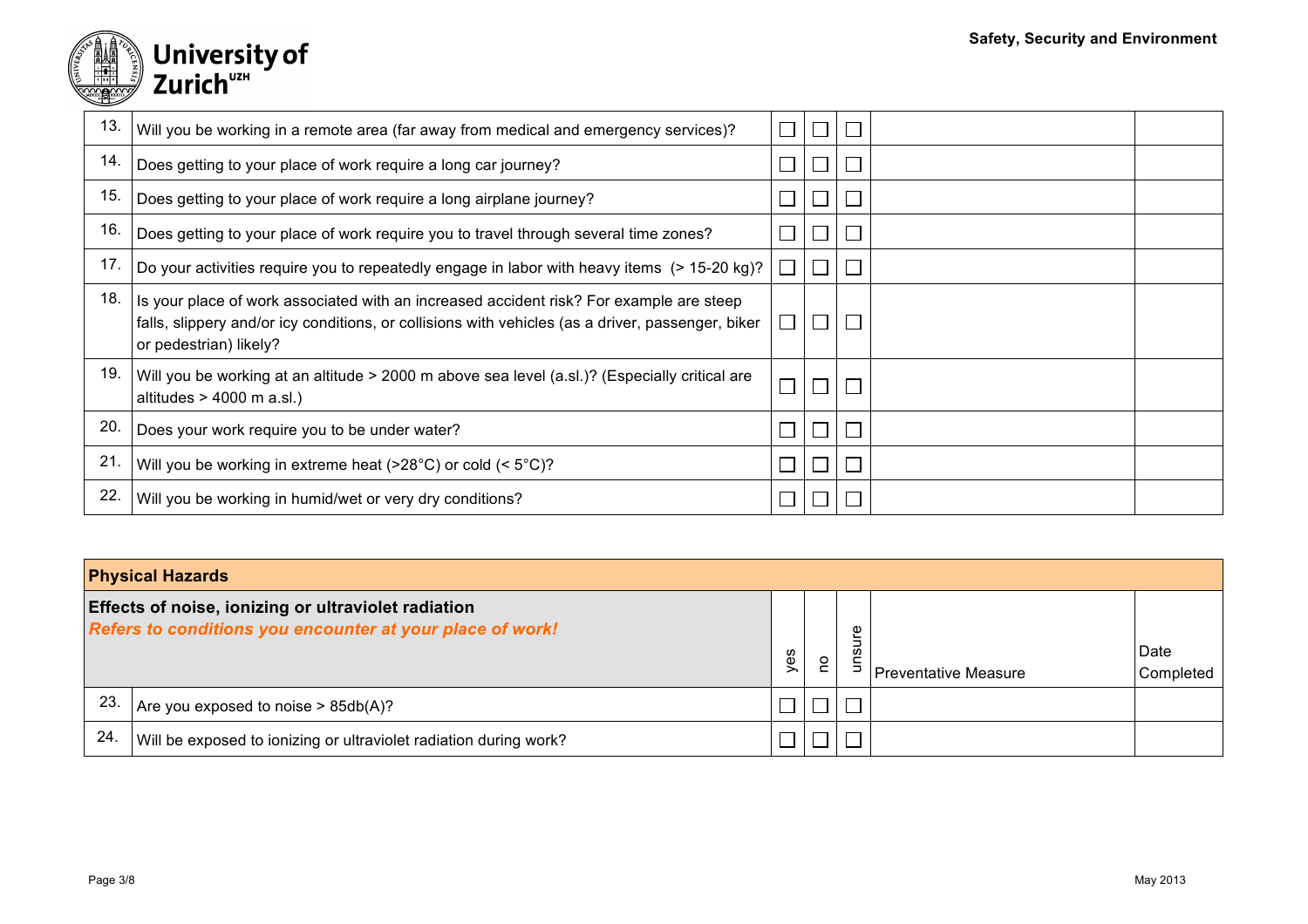| | | | | | | |
|---|---|---|---|---|---|---|
| 13. | Will you be working in a remote area (far away from medical and emergency services)? | ☐ | ☐ | ☐ | | |
| 14. | Does getting to your place of work require a long car journey? | ☐ | ☐ | ☐ | | |
| 15. | Does getting to your place of work require a long airplane journey? | ☐ | ☐ | ☐ | | |
| 16. | Does getting to your place of work require you to travel through several time zones? | ☐ | ☐ | ☐ | | |
| 17. | Do your activities require you to repeatedly engage in labor with heavy items (> 15-20 kg)? | ☐ | ☐ | ☐ | | |
| 18. | Is your place of work associated with an increased accident risk? For example are steep falls, slippery and/or icy conditions, or collisions with vehicles (as a driver, passenger, biker or pedestrian) likely? | ☐ | ☐ | ☐ | | |
| 19. | Will you be working at an altitude > 2000 m above sea level (a.sl.)? (Especially critical are altitudes > 4000 m a.sl.) | ☐ | ☐ | ☐ | | |
| 20. | Does your work require you to be under water? | ☐ | ☐ | ☐ | | |
| 21. | Will you be working in extreme heat (>28°C) or cold (< 5°C)? | ☐ | ☐ | ☐ | | |
| 22. | Will you be working in humid/wet or very dry conditions? | ☐ | ☐ | ☐ | | |

| **Physical Hazards** | | | | | | |
|---|---|---|---|---|---|---|
| **Effects of noise, ionizing or ultraviolet radiation** ***Refers to conditions you encounter at your place of work!*** | | yes | no | unsure | Preventative Measure | Date Completed |
| 23. | Are you exposed to noise > 85db(A)? | ☐ | ☐ | ☐ | | |
| 24. | Will be exposed to ionizing or ultraviolet radiation during work? | ☐ | ☐ | ☐ | | |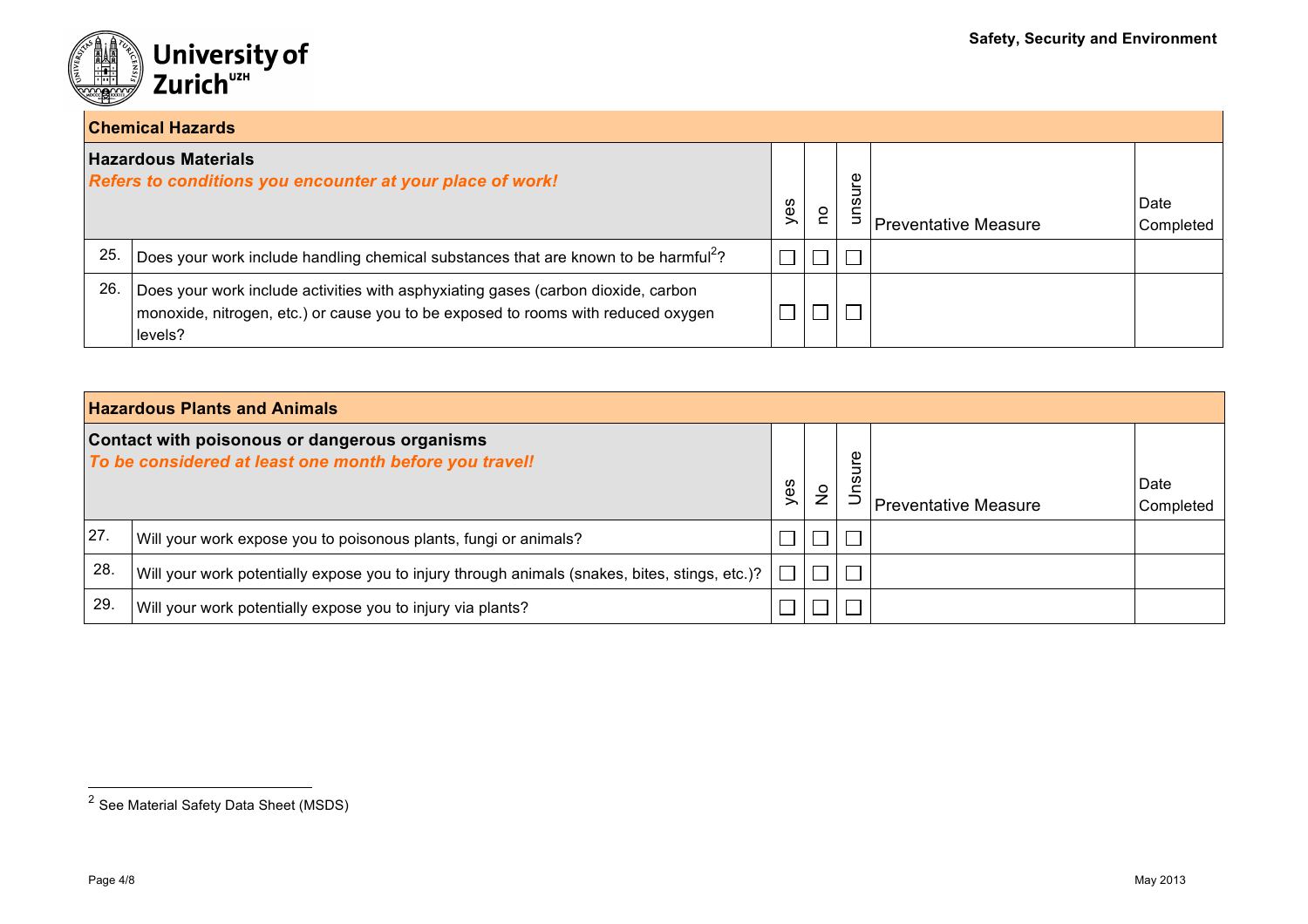## Chemical Hazards

| | **Hazardous Materials**<br>***Refers to conditions you encounter at your place of work!*** | yes | no | unsure | Preventative Measure | Date Completed |
|---|---|---|---|---|---|---|
| 25. | Does your work include handling chemical substances that are known to be harmful[2]? | ☐ | ☐ | ☐ | | |
| 26. | Does your work include activities with asphyxiating gases (carbon dioxide, carbon monoxide, nitrogen, etc.) or cause you to be exposed to rooms with reduced oxygen levels? | ☐ | ☐ | ☐ | | |

## Hazardous Plants and Animals

| | **Contact with poisonous or dangerous organisms**<br>***To be considered at least one month before you travel!*** | yes | No | Unsure | Preventative Measure | Date Completed |
|---|---|---|---|---|---|---|
| 27. | Will your work expose you to poisonous plants, fungi or animals? | ☐ | ☐ | ☐ | | |
| 28. | Will your work potentially expose you to injury through animals (snakes, bites, stings, etc.)? | ☐ | ☐ | ☐ | | |
| 29. | Will your work potentially expose you to injury via plants? | ☐ | ☐ | ☐ | | |

[2] See Material Safety Data Sheet (MSDS)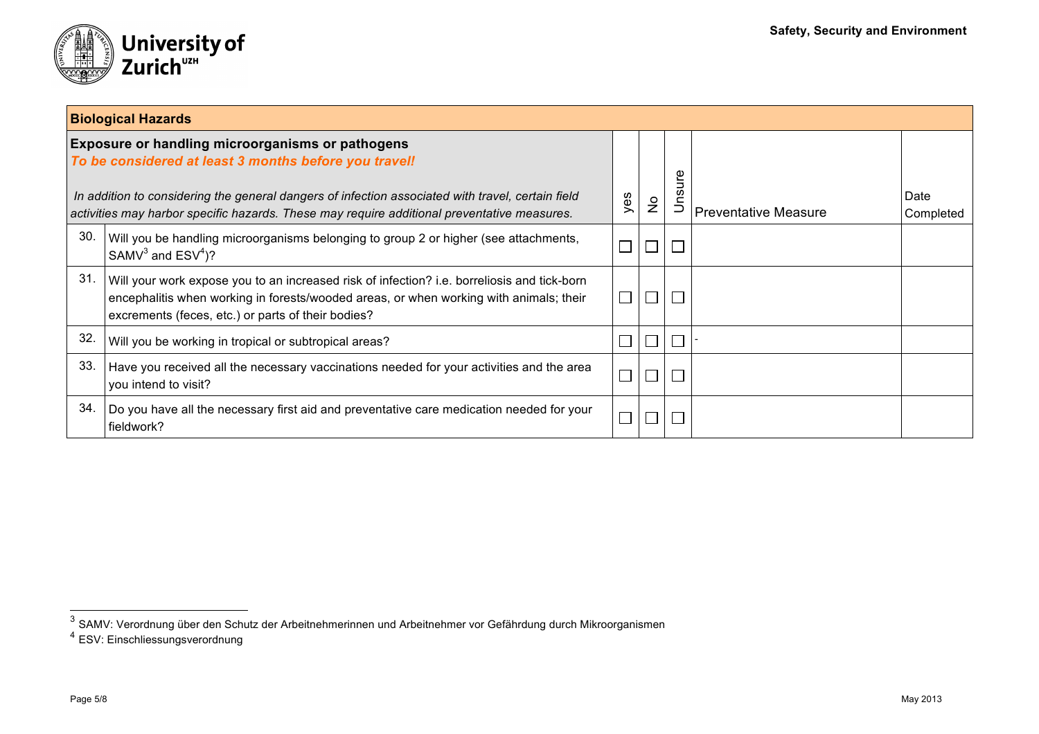| Biological Hazards | | | | | | |
|---|---|---|---|---|---|---|
| **Exposure or handling microorganisms or pathogens** *To be considered at least 3 months before you travel!* *In addition to considering the general dangers of infection associated with travel, certain field activities may harbor specific hazards. These may require additional preventative measures.* | | yes | No | Unsure | Preventative Measure | Date Completed |
| 30. | Will you be handling microorganisms belonging to group 2 or higher (see attachments, SAMV[3] and ESV[4])? | ☐ | ☐ | ☐ | | |
| 31. | Will your work expose you to an increased risk of infection? i.e. borreliosis and tick-born encephalitis when working in forests/wooded areas, or when working with animals; their excrements (feces, etc.) or parts of their bodies? | ☐ | ☐ | ☐ | | |
| 32. | Will you be working in tropical or subtropical areas? | ☐ | ☐ | ☐ | - | |
| 33. | Have you received all the necessary vaccinations needed for your activities and the area you intend to visit? | ☐ | ☐ | ☐ | | |
| 34. | Do you have all the necessary first aid and preventative care medication needed for your fieldwork? | ☐ | ☐ | ☐ | | |

[3] SAMV: Verordnung über den Schutz der Arbeitnehmerinnen und Arbeitnehmer vor Gefährdung durch Mikroorganismen

[4] ESV: Einschliessungsverordnung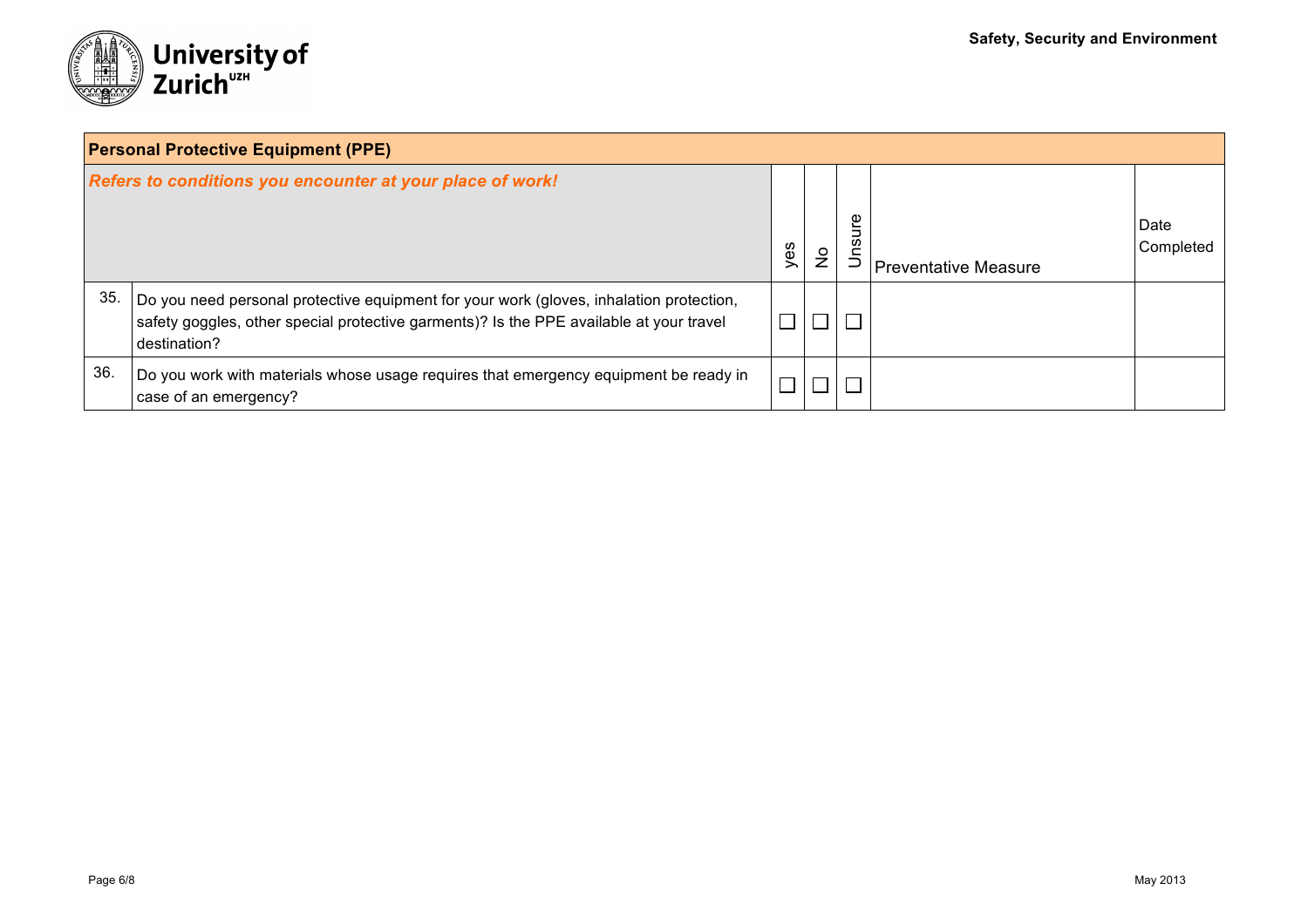| Personal Protective Equipment (PPE) | | | | | | |
|---|---|---|---|---|---|---|
| ***Refers to conditions you encounter at your place of work!*** | | yes | No | Unsure | Preventative Measure | Date Completed |
| 35. | Do you need personal protective equipment for your work (gloves, inhalation protection, safety goggles, other special protective garments)? Is the PPE available at your travel destination? | ☐ | ☐ | ☐ | | |
| 36. | Do you work with materials whose usage requires that emergency equipment be ready in case of an emergency? | ☐ | ☐ | ☐ | | |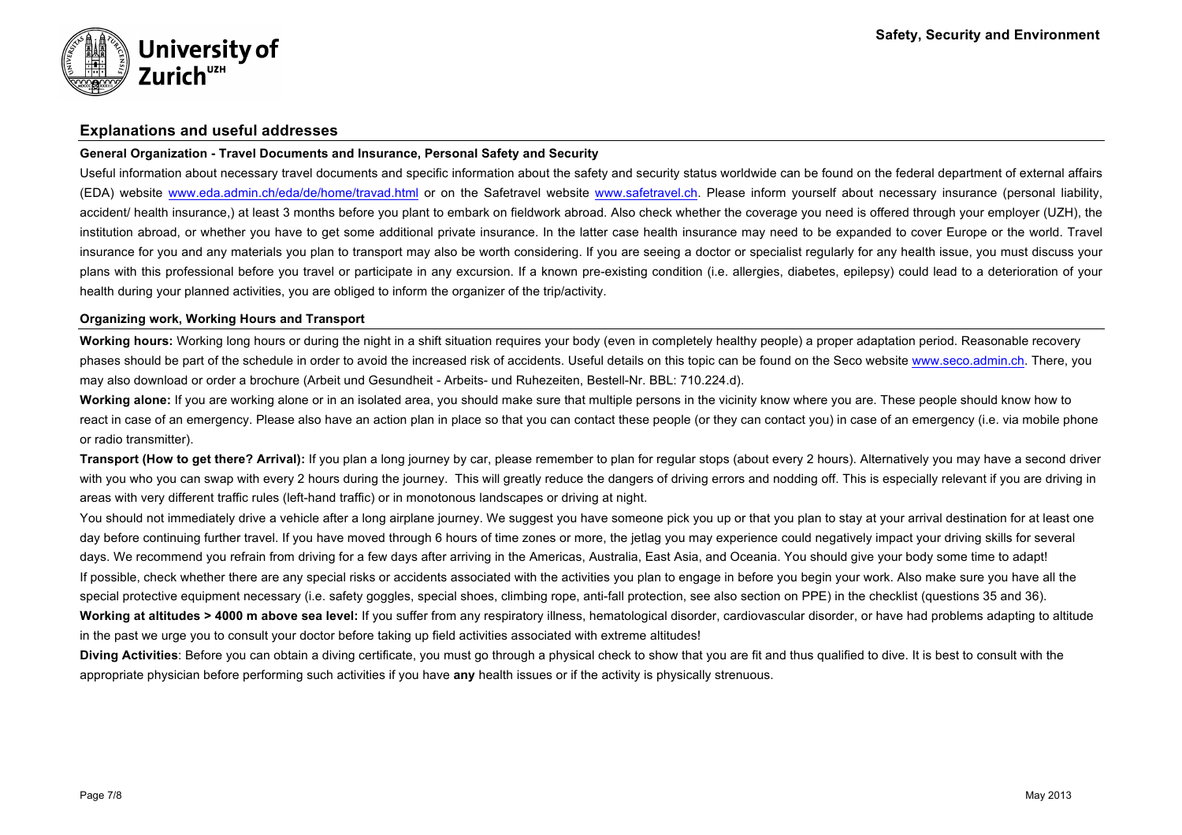## Explanations and useful addresses

### General Organization - Travel Documents and Insurance, Personal Safety and Security

Useful information about necessary travel documents and specific information about the safety and security status worldwide can be found on the federal department of external affairs (EDA) website www.eda.admin.ch/eda/de/home/travad.html or on the Safetravel website www.safetravel.ch. Please inform yourself about necessary insurance (personal liability, accident/ health insurance,) at least 3 months before you plant to embark on fieldwork abroad. Also check whether the coverage you need is offered through your employer (UZH), the institution abroad, or whether you have to get some additional private insurance. In the latter case health insurance may need to be expanded to cover Europe or the world. Travel insurance for you and any materials you plan to transport may also be worth considering. If you are seeing a doctor or specialist regularly for any health issue, you must discuss your plans with this professional before you travel or participate in any excursion. If a known pre-existing condition (i.e. allergies, diabetes, epilepsy) could lead to a deterioration of your health during your planned activities, you are obliged to inform the organizer of the trip/activity.

### Organizing work, Working Hours and Transport

**Working hours:** Working long hours or during the night in a shift situation requires your body (even in completely healthy people) a proper adaptation period. Reasonable recovery phases should be part of the schedule in order to avoid the increased risk of accidents. Useful details on this topic can be found on the Seco website www.seco.admin.ch. There, you may also download or order a brochure (Arbeit und Gesundheit - Arbeits- und Ruhezeiten, Bestell-Nr. BBL: 710.224.d).

**Working alone:** If you are working alone or in an isolated area, you should make sure that multiple persons in the vicinity know where you are. These people should know how to react in case of an emergency. Please also have an action plan in place so that you can contact these people (or they can contact you) in case of an emergency (i.e. via mobile phone or radio transmitter).

**Transport (How to get there? Arrival):** If you plan a long journey by car, please remember to plan for regular stops (about every 2 hours). Alternatively you may have a second driver with you who you can swap with every 2 hours during the journey. This will greatly reduce the dangers of driving errors and nodding off. This is especially relevant if you are driving in areas with very different traffic rules (left-hand traffic) or in monotonous landscapes or driving at night.

You should not immediately drive a vehicle after a long airplane journey. We suggest you have someone pick you up or that you plan to stay at your arrival destination for at least one day before continuing further travel. If you have moved through 6 hours of time zones or more, the jetlag you may experience could negatively impact your driving skills for several days. We recommend you refrain from driving for a few days after arriving in the Americas, Australia, East Asia, and Oceania. You should give your body some time to adapt!

If possible, check whether there are any special risks or accidents associated with the activities you plan to engage in before you begin your work. Also make sure you have all the special protective equipment necessary (i.e. safety goggles, special shoes, climbing rope, anti-fall protection, see also section on PPE) in the checklist (questions 35 and 36).

**Working at altitudes > 4000 m above sea level:** If you suffer from any respiratory illness, hematological disorder, cardiovascular disorder, or have had problems adapting to altitude in the past we urge you to consult your doctor before taking up field activities associated with extreme altitudes!

**Diving Activities**: Before you can obtain a diving certificate, you must go through a physical check to show that you are fit and thus qualified to dive. It is best to consult with the appropriate physician before performing such activities if you have **any** health issues or if the activity is physically strenuous.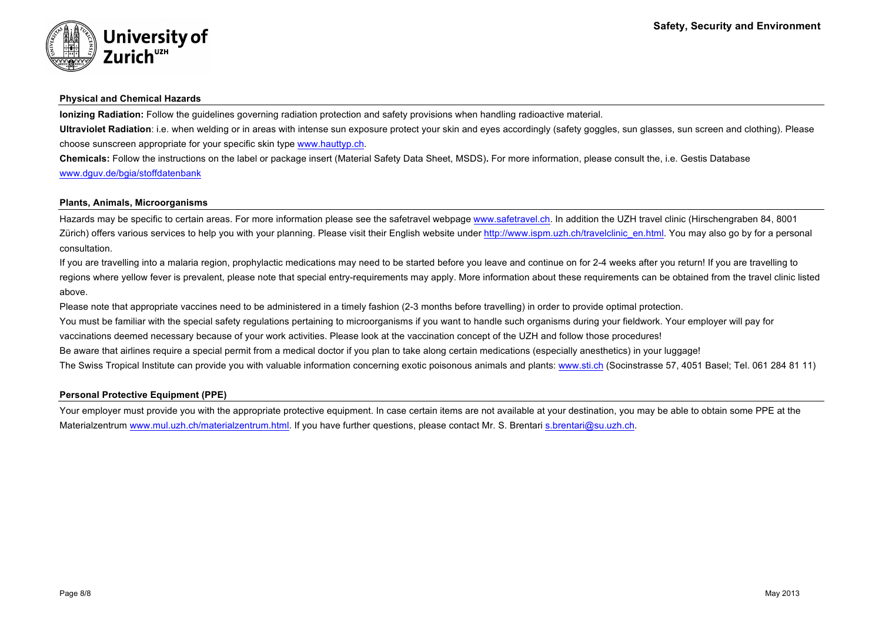### Physical and Chemical Hazards

**Ionizing Radiation:** Follow the guidelines governing radiation protection and safety provisions when handling radioactive material.

**Ultraviolet Radiation**: i.e. when welding or in areas with intense sun exposure protect your skin and eyes accordingly (safety goggles, sun glasses, sun screen and clothing). Please choose sunscreen appropriate for your specific skin type www.hauttyp.ch.

**Chemicals:** Follow the instructions on the label or package insert (Material Safety Data Sheet, MSDS)**.** For more information, please consult the, i.e. Gestis Database www.dguv.de/bgia/stoffdatenbank

### Plants, Animals, Microorganisms

Hazards may be specific to certain areas. For more information please see the safetravel webpage www.safetravel.ch. In addition the UZH travel clinic (Hirschengraben 84, 8001 Zürich) offers various services to help you with your planning. Please visit their English website under http://www.ispm.uzh.ch/travelclinic_en.html. You may also go by for a personal consultation.

If you are travelling into a malaria region, prophylactic medications may need to be started before you leave and continue on for 2-4 weeks after you return! If you are travelling to regions where yellow fever is prevalent, please note that special entry-requirements may apply. More information about these requirements can be obtained from the travel clinic listed above.

Please note that appropriate vaccines need to be administered in a timely fashion (2-3 months before travelling) in order to provide optimal protection.

You must be familiar with the special safety regulations pertaining to microorganisms if you want to handle such organisms during your fieldwork. Your employer will pay for vaccinations deemed necessary because of your work activities. Please look at the vaccination concept of the UZH and follow those procedures!

Be aware that airlines require a special permit from a medical doctor if you plan to take along certain medications (especially anesthetics) in your luggage!

The Swiss Tropical Institute can provide you with valuable information concerning exotic poisonous animals and plants: www.sti.ch (Socinstrasse 57, 4051 Basel; Tel. 061 284 81 11)

### Personal Protective Equipment (PPE)

Your employer must provide you with the appropriate protective equipment. In case certain items are not available at your destination, you may be able to obtain some PPE at the Materialzentrum www.mul.uzh.ch/materialzentrum.html. If you have further questions, please contact Mr. S. Brentari s.brentari@su.uzh.ch.